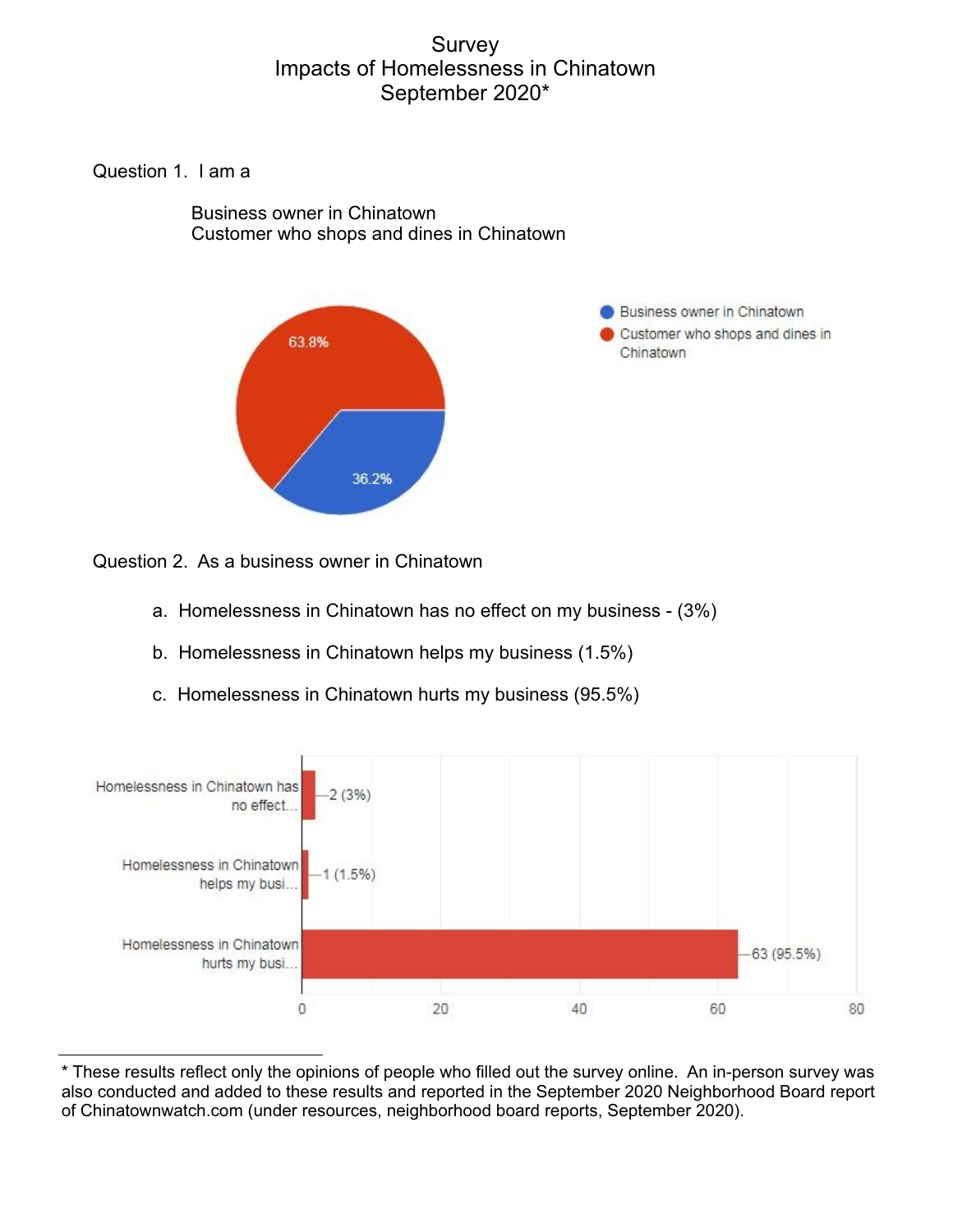# Survey
# Impacts of Homelessness in Chinatown
# September 2020*

Question 1. I am a

Business owner in Chinatown
Customer who shops and dines in Chinatown

| Response | Percentage |
|---|---|
| Business owner in Chinatown | 36.2% |
| Customer who shops and dines in Chinatown | 63.8% |

Question 2. As a business owner in Chinatown

a. Homelessness in Chinatown has no effect on my business - (3%)

b. Homelessness in Chinatown helps my business (1.5%)

c. Homelessness in Chinatown hurts my business (95.5%)

| Response | Count (%) |
|---|---|
| Homelessness in Chinatown has no effect... | 2 (3%) |
| Homelessness in Chinatown helps my busi... | 1 (1.5%) |
| Homelessness in Chinatown hurts my busi... | 63 (95.5%) |

---

* These results reflect only the opinions of people who filled out the survey online. An in-person survey was also conducted and added to these results and reported in the September 2020 Neighborhood Board report of Chinatownwatch.com (under resources, neighborhood board reports, September 2020).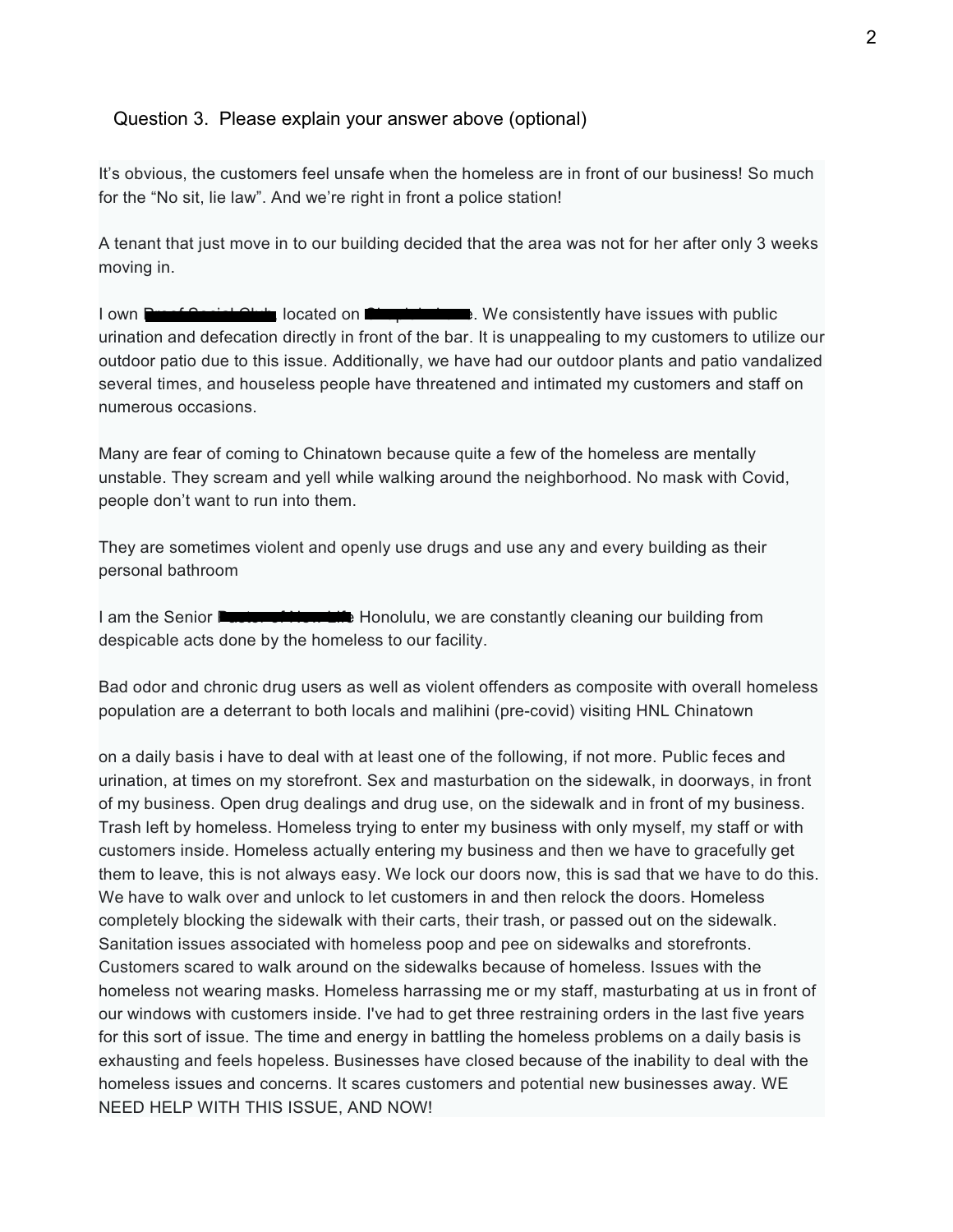Question 3. Please explain your answer above (optional)

It's obvious, the customers feel unsafe when the homeless are in front of our business! So much for the "No sit, lie law". And we're right in front a police station!

A tenant that just move in to our building decided that the area was not for her after only 3 weeks moving in.

I own [redacted] located on [redacted]. We consistently have issues with public urination and defecation directly in front of the bar. It is unappealing to my customers to utilize our outdoor patio due to this issue. Additionally, we have had our outdoor plants and patio vandalized several times, and houseless people have threatened and intimated my customers and staff on numerous occasions.

Many are fear of coming to Chinatown because quite a few of the homeless are mentally unstable. They scream and yell while walking around the neighborhood. No mask with Covid, people don't want to run into them.

They are sometimes violent and openly use drugs and use any and every building as their personal bathroom

I am the Senior [redacted] Honolulu, we are constantly cleaning our building from despicable acts done by the homeless to our facility.

Bad odor and chronic drug users as well as violent offenders as composite with overall homeless population are a deterrant to both locals and malihini (pre-covid) visiting HNL Chinatown

on a daily basis i have to deal with at least one of the following, if not more. Public feces and urination, at times on my storefront. Sex and masturbation on the sidewalk, in doorways, in front of my business. Open drug dealings and drug use, on the sidewalk and in front of my business. Trash left by homeless. Homeless trying to enter my business with only myself, my staff or with customers inside. Homeless actually entering my business and then we have to gracefully get them to leave, this is not always easy. We lock our doors now, this is sad that we have to do this. We have to walk over and unlock to let customers in and then relock the doors. Homeless completely blocking the sidewalk with their carts, their trash, or passed out on the sidewalk. Sanitation issues associated with homeless poop and pee on sidewalks and storefronts. Customers scared to walk around on the sidewalks because of homeless. Issues with the homeless not wearing masks. Homeless harrassing me or my staff, masturbating at us in front of our windows with customers inside. I've had to get three restraining orders in the last five years for this sort of issue. The time and energy in battling the homeless problems on a daily basis is exhausting and feels hopeless. Businesses have closed because of the inability to deal with the homeless issues and concerns. It scares customers and potential new businesses away. WE NEED HELP WITH THIS ISSUE, AND NOW!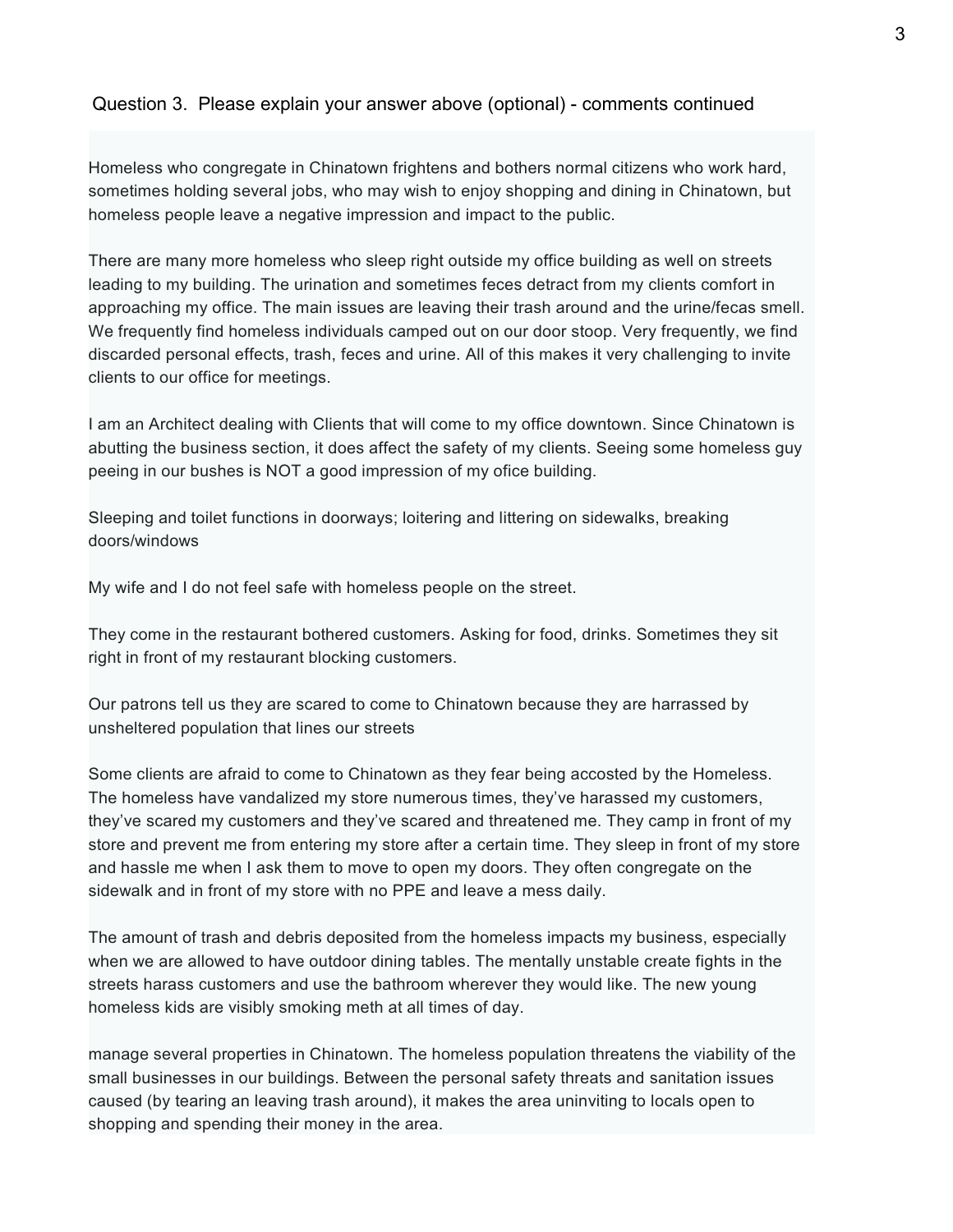Question 3. Please explain your answer above (optional) - comments continued

Homeless who congregate in Chinatown frightens and bothers normal citizens who work hard, sometimes holding several jobs, who may wish to enjoy shopping and dining in Chinatown, but homeless people leave a negative impression and impact to the public.

There are many more homeless who sleep right outside my office building as well on streets leading to my building. The urination and sometimes feces detract from my clients comfort in approaching my office. The main issues are leaving their trash around and the urine/fecas smell. We frequently find homeless individuals camped out on our door stoop. Very frequently, we find discarded personal effects, trash, feces and urine. All of this makes it very challenging to invite clients to our office for meetings.

I am an Architect dealing with Clients that will come to my office downtown. Since Chinatown is abutting the business section, it does affect the safety of my clients. Seeing some homeless guy peeing in our bushes is NOT a good impression of my ofice building.

Sleeping and toilet functions in doorways; loitering and littering on sidewalks, breaking doors/windows

My wife and I do not feel safe with homeless people on the street.

They come in the restaurant bothered customers. Asking for food, drinks. Sometimes they sit right in front of my restaurant blocking customers.

Our patrons tell us they are scared to come to Chinatown because they are harrassed by unsheltered population that lines our streets

Some clients are afraid to come to Chinatown as they fear being accosted by the Homeless. The homeless have vandalized my store numerous times, they've harassed my customers, they've scared my customers and they've scared and threatened me. They camp in front of my store and prevent me from entering my store after a certain time. They sleep in front of my store and hassle me when I ask them to move to open my doors. They often congregate on the sidewalk and in front of my store with no PPE and leave a mess daily.

The amount of trash and debris deposited from the homeless impacts my business, especially when we are allowed to have outdoor dining tables. The mentally unstable create fights in the streets harass customers and use the bathroom wherever they would like. The new young homeless kids are visibly smoking meth at all times of day.

manage several properties in Chinatown. The homeless population threatens the viability of the small businesses in our buildings. Between the personal safety threats and sanitation issues caused (by tearing an leaving trash around), it makes the area uninviting to locals open to shopping and spending their money in the area.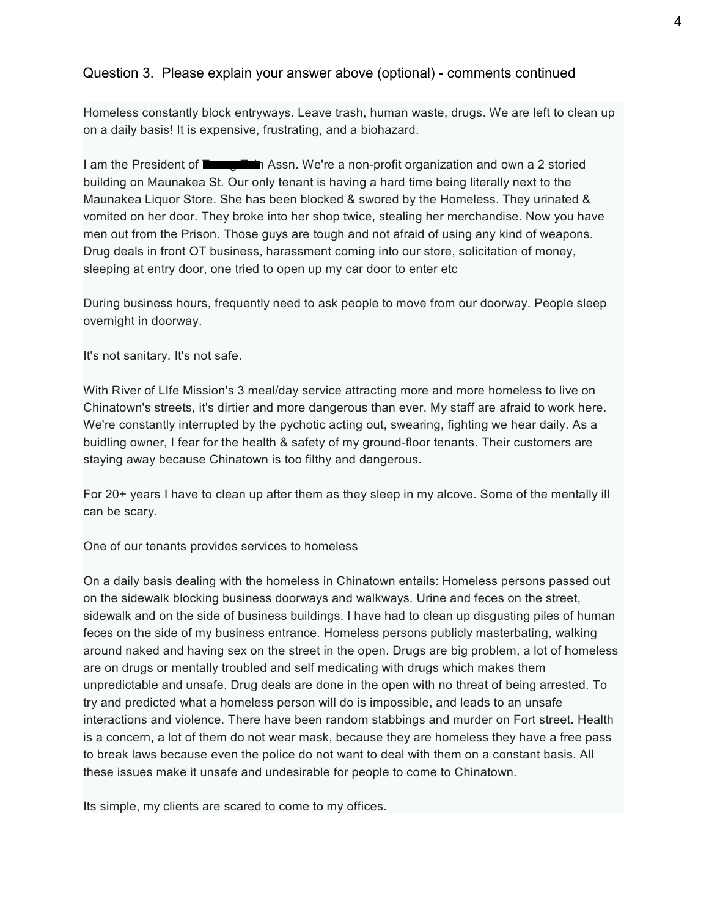Question 3. Please explain your answer above (optional) - comments continued

Homeless constantly block entryways. Leave trash, human waste, drugs. We are left to clean up on a daily basis! It is expensive, frustrating, and a biohazard.

I am the President of ████ Assn. We're a non-profit organization and own a 2 storied building on Maunakea St. Our only tenant is having a hard time being literally next to the Maunakea Liquor Store. She has been blocked & swored by the Homeless. They urinated & vomited on her door. They broke into her shop twice, stealing her merchandise. Now you have men out from the Prison. Those guys are tough and not afraid of using any kind of weapons. Drug deals in front OT business, harassment coming into our store, solicitation of money, sleeping at entry door, one tried to open up my car door to enter etc

During business hours, frequently need to ask people to move from our doorway. People sleep overnight in doorway.

It's not sanitary. It's not safe.

With River of LIfe Mission's 3 meal/day service attracting more and more homeless to live on Chinatown's streets, it's dirtier and more dangerous than ever. My staff are afraid to work here. We're constantly interrupted by the pychotic acting out, swearing, fighting we hear daily. As a buidling owner, I fear for the health & safety of my ground-floor tenants. Their customers are staying away because Chinatown is too filthy and dangerous.

For 20+ years I have to clean up after them as they sleep in my alcove. Some of the mentally ill can be scary.

One of our tenants provides services to homeless

On a daily basis dealing with the homeless in Chinatown entails: Homeless persons passed out on the sidewalk blocking business doorways and walkways. Urine and feces on the street, sidewalk and on the side of business buildings. I have had to clean up disgusting piles of human feces on the side of my business entrance. Homeless persons publicly masterbating, walking around naked and having sex on the street in the open. Drugs are big problem, a lot of homeless are on drugs or mentally troubled and self medicating with drugs which makes them unpredictable and unsafe. Drug deals are done in the open with no threat of being arrested. To try and predicted what a homeless person will do is impossible, and leads to an unsafe interactions and violence. There have been random stabbings and murder on Fort street. Health is a concern, a lot of them do not wear mask, because they are homeless they have a free pass to break laws because even the police do not want to deal with them on a constant basis. All these issues make it unsafe and undesirable for people to come to Chinatown.

Its simple, my clients are scared to come to my offices.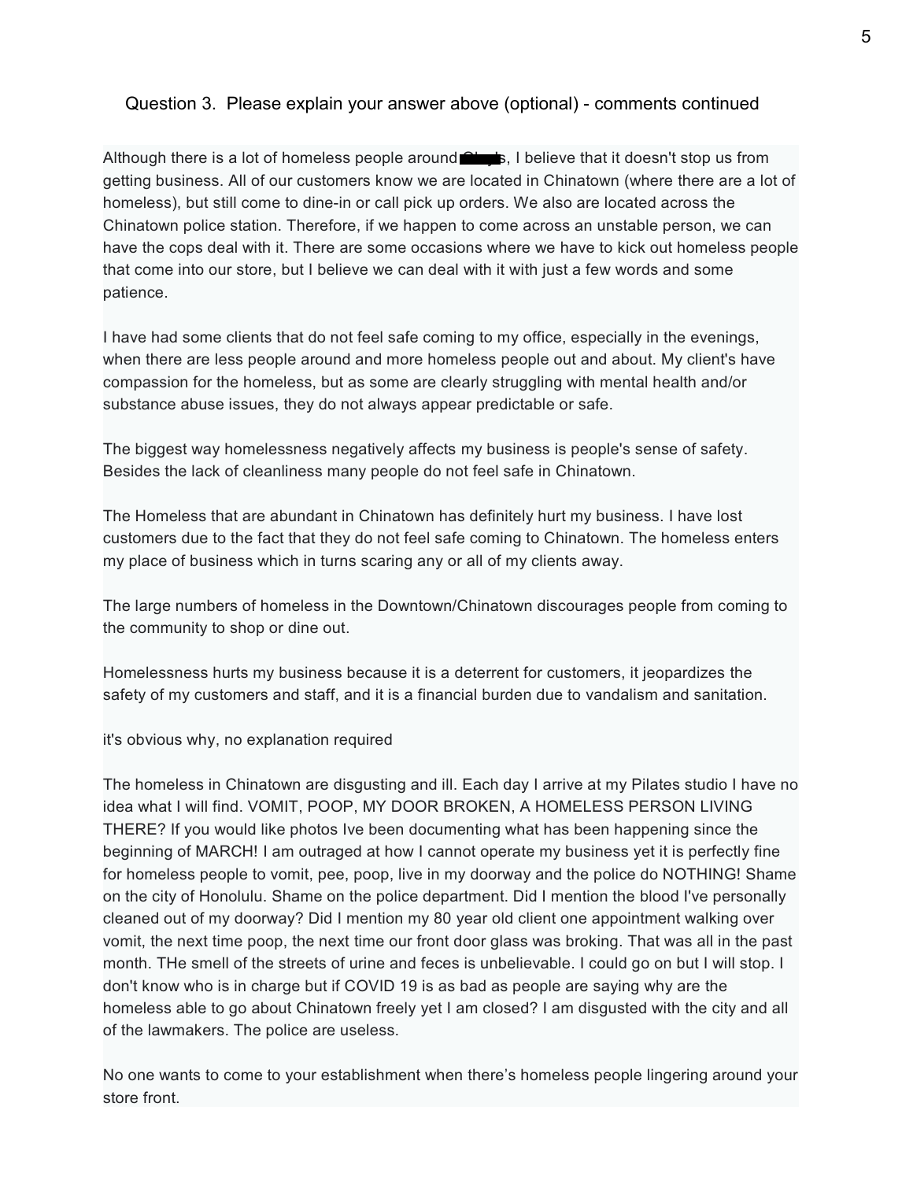Question 3. Please explain your answer above (optional) - comments continued

Although there is a lot of homeless people around [redacted]s, I believe that it doesn't stop us from getting business. All of our customers know we are located in Chinatown (where there are a lot of homeless), but still come to dine-in or call pick up orders. We also are located across the Chinatown police station. Therefore, if we happen to come across an unstable person, we can have the cops deal with it. There are some occasions where we have to kick out homeless people that come into our store, but I believe we can deal with it with just a few words and some patience.

I have had some clients that do not feel safe coming to my office, especially in the evenings, when there are less people around and more homeless people out and about. My client's have compassion for the homeless, but as some are clearly struggling with mental health and/or substance abuse issues, they do not always appear predictable or safe.

The biggest way homelessness negatively affects my business is people's sense of safety. Besides the lack of cleanliness many people do not feel safe in Chinatown.

The Homeless that are abundant in Chinatown has definitely hurt my business. I have lost customers due to the fact that they do not feel safe coming to Chinatown. The homeless enters my place of business which in turns scaring any or all of my clients away.

The large numbers of homeless in the Downtown/Chinatown discourages people from coming to the community to shop or dine out.

Homelessness hurts my business because it is a deterrent for customers, it jeopardizes the safety of my customers and staff, and it is a financial burden due to vandalism and sanitation.

it's obvious why, no explanation required

The homeless in Chinatown are disgusting and ill. Each day I arrive at my Pilates studio I have no idea what I will find. VOMIT, POOP, MY DOOR BROKEN, A HOMELESS PERSON LIVING THERE? If you would like photos Ive been documenting what has been happening since the beginning of MARCH! I am outraged at how I cannot operate my business yet it is perfectly fine for homeless people to vomit, pee, poop, live in my doorway and the police do NOTHING! Shame on the city of Honolulu. Shame on the police department. Did I mention the blood I've personally cleaned out of my doorway? Did I mention my 80 year old client one appointment walking over vomit, the next time poop, the next time our front door glass was broking. That was all in the past month. THe smell of the streets of urine and feces is unbelievable. I could go on but I will stop. I don't know who is in charge but if COVID 19 is as bad as people are saying why are the homeless able to go about Chinatown freely yet I am closed? I am disgusted with the city and all of the lawmakers. The police are useless.

No one wants to come to your establishment when there's homeless people lingering around your store front.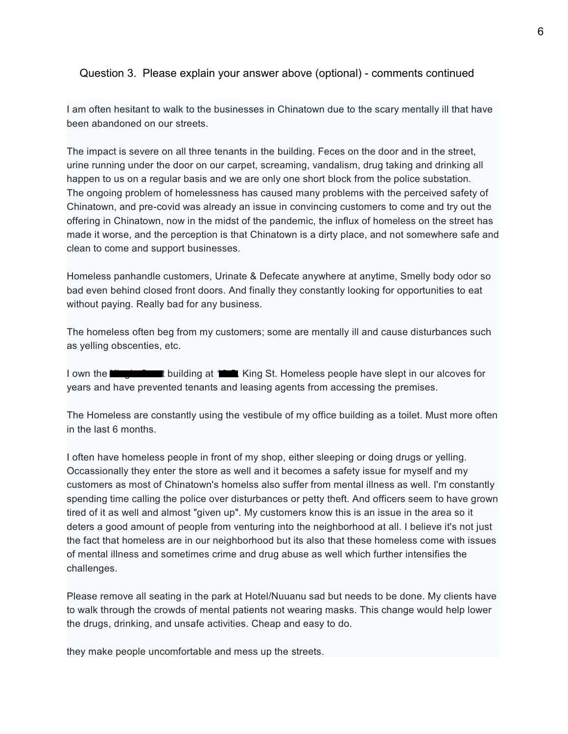Question 3. Please explain your answer above (optional) - comments continued

I am often hesitant to walk to the businesses in Chinatown due to the scary mentally ill that have been abandoned on our streets.

The impact is severe on all three tenants in the building. Feces on the door and in the street, urine running under the door on our carpet, screaming, vandalism, drug taking and drinking all happen to us on a regular basis and we are only one short block from the police substation.
The ongoing problem of homelessness has caused many problems with the perceived safety of Chinatown, and pre-covid was already an issue in convincing customers to come and try out the offering in Chinatown, now in the midst of the pandemic, the influx of homeless on the street has made it worse, and the perception is that Chinatown is a dirty place, and not somewhere safe and clean to come and support businesses.

Homeless panhandle customers, Urinate & Defecate anywhere at anytime, Smelly body odor so bad even behind closed front doors. And finally they constantly looking for opportunities to eat without paying. Really bad for any business.

The homeless often beg from my customers; some are mentally ill and cause disturbances such as yelling obscenties, etc.

I own the ████████t building at ███ King St. Homeless people have slept in our alcoves for years and have prevented tenants and leasing agents from accessing the premises.

The Homeless are constantly using the vestibule of my office building as a toilet. Must more often in the last 6 months.

I often have homeless people in front of my shop, either sleeping or doing drugs or yelling. Occassionally they enter the store as well and it becomes a safety issue for myself and my customers as most of Chinatown's homelss also suffer from mental illness as well. I'm constantly spending time calling the police over disturbances or petty theft. And officers seem to have grown tired of it as well and almost "given up". My customers know this is an issue in the area so it deters a good amount of people from venturing into the neighborhood at all. I believe it's not just the fact that homeless are in our neighborhood but its also that these homeless come with issues of mental illness and sometimes crime and drug abuse as well which further intensifies the challenges.

Please remove all seating in the park at Hotel/Nuuanu sad but needs to be done. My clients have to walk through the crowds of mental patients not wearing masks. This change would help lower the drugs, drinking, and unsafe activities. Cheap and easy to do.

they make people uncomfortable and mess up the streets.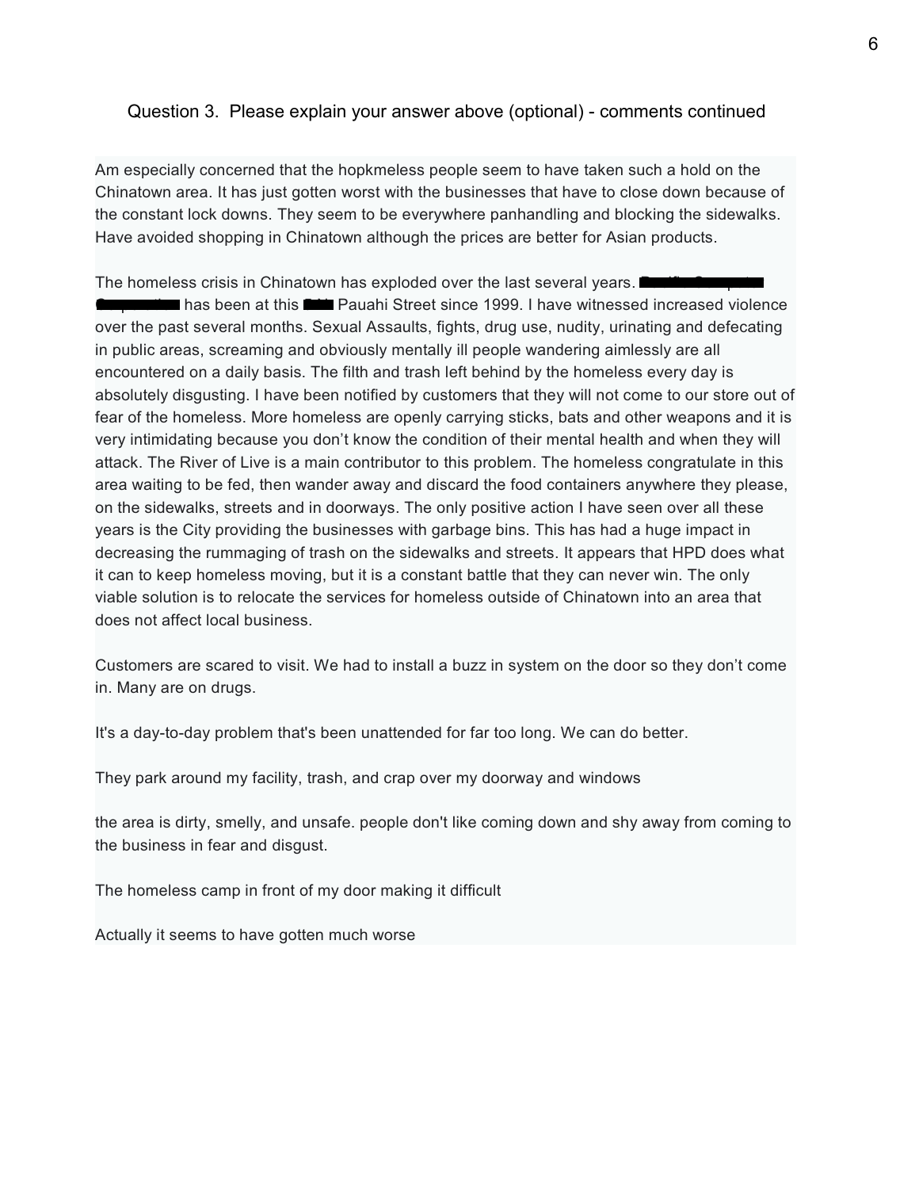Question 3. Please explain your answer above (optional) - comments continued

Am especially concerned that the hopkmeless people seem to have taken such a hold on the Chinatown area. It has just gotten worst with the businesses that have to close down because of the constant lock downs. They seem to be everywhere panhandling and blocking the sidewalks. Have avoided shopping in Chinatown although the prices are better for Asian products.

The homeless crisis in Chinatown has exploded over the last several years. ███ has been at this ███ Pauahi Street since 1999. I have witnessed increased violence over the past several months. Sexual Assaults, fights, drug use, nudity, urinating and defecating in public areas, screaming and obviously mentally ill people wandering aimlessly are all encountered on a daily basis. The filth and trash left behind by the homeless every day is absolutely disgusting. I have been notified by customers that they will not come to our store out of fear of the homeless. More homeless are openly carrying sticks, bats and other weapons and it is very intimidating because you don't know the condition of their mental health and when they will attack. The River of Live is a main contributor to this problem. The homeless congratulate in this area waiting to be fed, then wander away and discard the food containers anywhere they please, on the sidewalks, streets and in doorways. The only positive action I have seen over all these years is the City providing the businesses with garbage bins. This has had a huge impact in decreasing the rummaging of trash on the sidewalks and streets. It appears that HPD does what it can to keep homeless moving, but it is a constant battle that they can never win. The only viable solution is to relocate the services for homeless outside of Chinatown into an area that does not affect local business.

Customers are scared to visit. We had to install a buzz in system on the door so they don't come in. Many are on drugs.

It's a day-to-day problem that's been unattended for far too long. We can do better.

They park around my facility, trash, and crap over my doorway and windows

the area is dirty, smelly, and unsafe. people don't like coming down and shy away from coming to the business in fear and disgust.

The homeless camp in front of my door making it difficult

Actually it seems to have gotten much worse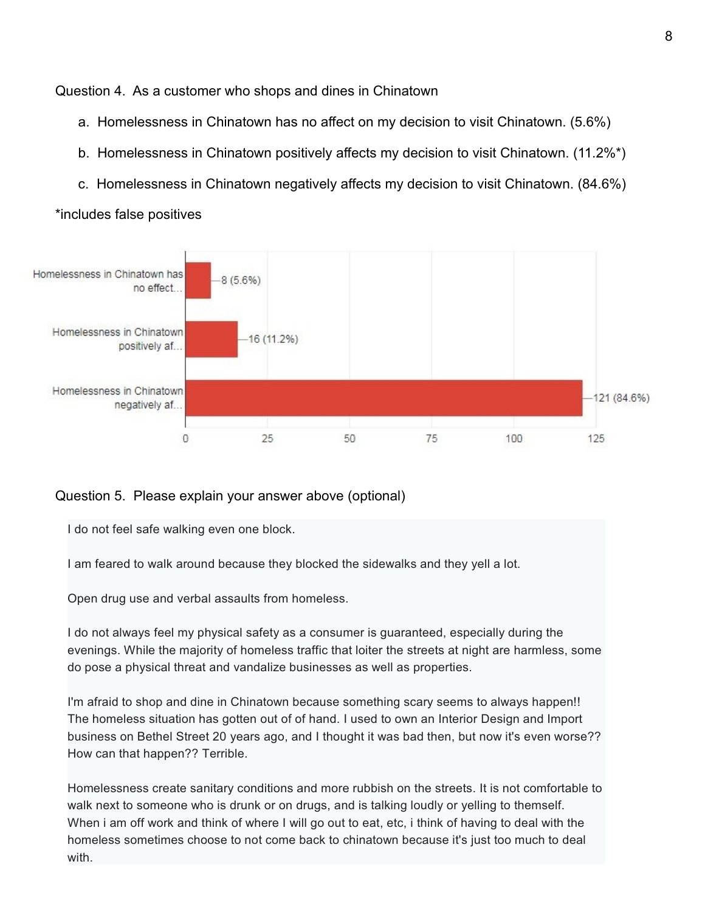Question 4. As a customer who shops and dines in Chinatown

a. Homelessness in Chinatown has no affect on my decision to visit Chinatown. (5.6%)

b. Homelessness in Chinatown positively affects my decision to visit Chinatown. (11.2%*)

c. Homelessness in Chinatown negatively affects my decision to visit Chinatown. (84.6%)

*includes false positives

| Response | Count |
| --- | --- |
| Homelessness in Chinatown has no effect... | 8 (5.6%) |
| Homelessness in Chinatown positively af... | 16 (11.2%) |
| Homelessness in Chinatown negatively af... | 121 (84.6%) |

Question 5. Please explain your answer above (optional)

I do not feel safe walking even one block.

I am feared to walk around because they blocked the sidewalks and they yell a lot.

Open drug use and verbal assaults from homeless.

I do not always feel my physical safety as a consumer is guaranteed, especially during the evenings. While the majority of homeless traffic that loiter the streets at night are harmless, some do pose a physical threat and vandalize businesses as well as properties.

I'm afraid to shop and dine in Chinatown because something scary seems to always happen!! The homeless situation has gotten out of of hand. I used to own an Interior Design and Import business on Bethel Street 20 years ago, and I thought it was bad then, but now it's even worse?? How can that happen?? Terrible.

Homelessness create sanitary conditions and more rubbish on the streets. It is not comfortable to walk next to someone who is drunk or on drugs, and is talking loudly or yelling to themself. When i am off work and think of where I will go out to eat, etc, i think of having to deal with the homeless sometimes choose to not come back to chinatown because it's just too much to deal with.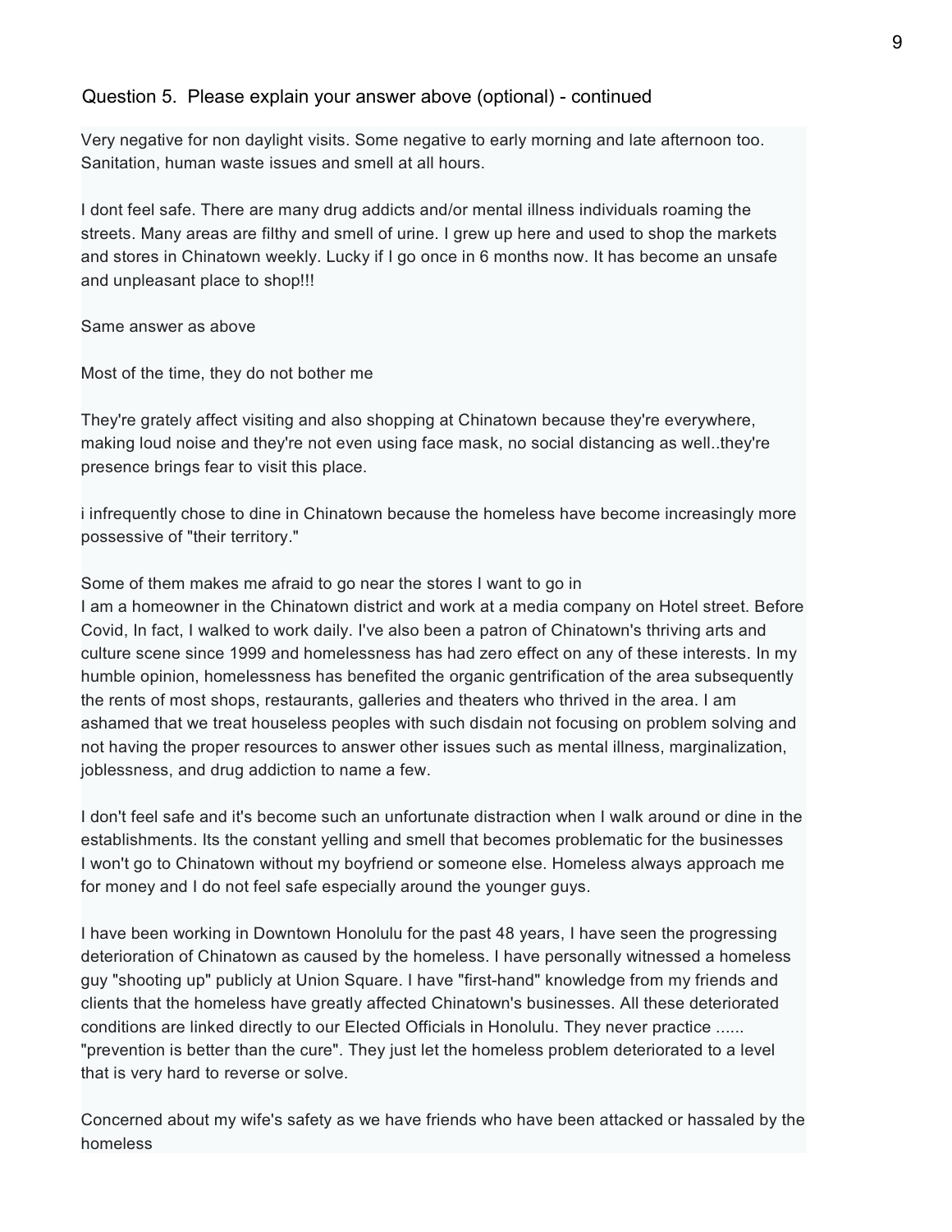Question 5. Please explain your answer above (optional) - continued

Very negative for non daylight visits. Some negative to early morning and late afternoon too. Sanitation, human waste issues and smell at all hours.

I dont feel safe. There are many drug addicts and/or mental illness individuals roaming the streets. Many areas are filthy and smell of urine. I grew up here and used to shop the markets and stores in Chinatown weekly. Lucky if I go once in 6 months now. It has become an unsafe and unpleasant place to shop!!!

Same answer as above

Most of the time, they do not bother me

They're grately affect visiting and also shopping at Chinatown because they're everywhere, making loud noise and they're not even using face mask, no social distancing as well..they're presence brings fear to visit this place.

i infrequently chose to dine in Chinatown because the homeless have become increasingly more possessive of "their territory."

Some of them makes me afraid to go near the stores I want to go in

I am a homeowner in the Chinatown district and work at a media company on Hotel street. Before Covid, In fact, I walked to work daily. I've also been a patron of Chinatown's thriving arts and culture scene since 1999 and homelessness has had zero effect on any of these interests. In my humble opinion, homelessness has benefited the organic gentrification of the area subsequently the rents of most shops, restaurants, galleries and theaters who thrived in the area. I am ashamed that we treat houseless peoples with such disdain not focusing on problem solving and not having the proper resources to answer other issues such as mental illness, marginalization, joblessness, and drug addiction to name a few.

I don't feel safe and it's become such an unfortunate distraction when I walk around or dine in the establishments. Its the constant yelling and smell that becomes problematic for the businesses

I won't go to Chinatown without my boyfriend or someone else. Homeless always approach me for money and I do not feel safe especially around the younger guys.

I have been working in Downtown Honolulu for the past 48 years, I have seen the progressing deterioration of Chinatown as caused by the homeless. I have personally witnessed a homeless guy "shooting up" publicly at Union Square. I have "first-hand" knowledge from my friends and clients that the homeless have greatly affected Chinatown's businesses. All these deteriorated conditions are linked directly to our Elected Officials in Honolulu. They never practice ...... "prevention is better than the cure". They just let the homeless problem deteriorated to a level that is very hard to reverse or solve.

Concerned about my wife's safety as we have friends who have been attacked or hassaled by the homeless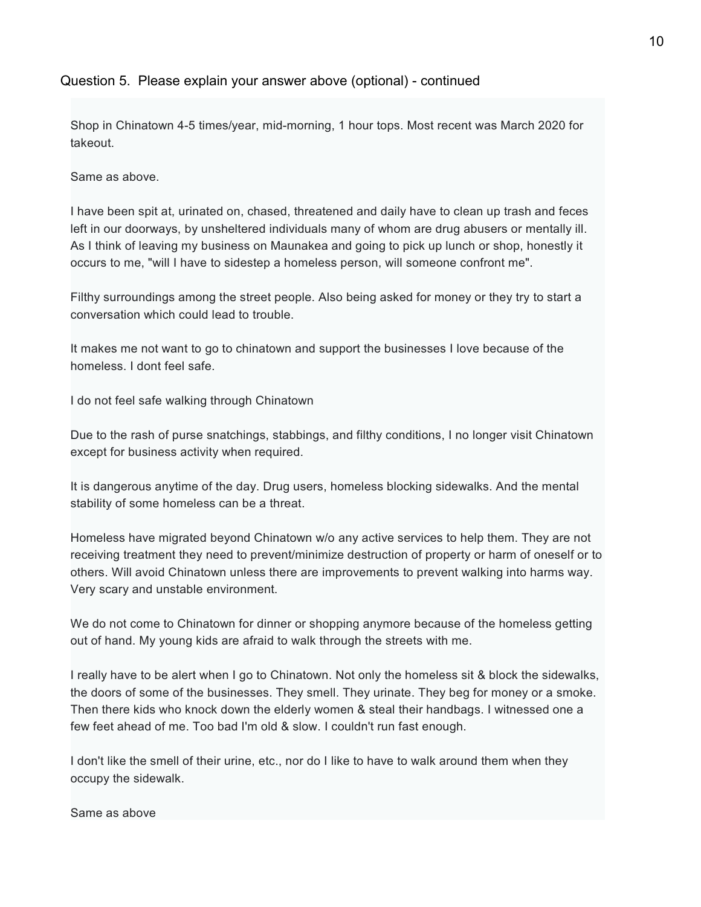Question 5. Please explain your answer above (optional) - continued

Shop in Chinatown 4-5 times/year, mid-morning, 1 hour tops. Most recent was March 2020 for takeout.

Same as above.

I have been spit at, urinated on, chased, threatened and daily have to clean up trash and feces left in our doorways, by unsheltered individuals many of whom are drug abusers or mentally ill. As I think of leaving my business on Maunakea and going to pick up lunch or shop, honestly it occurs to me, "will I have to sidestep a homeless person, will someone confront me".

Filthy surroundings among the street people. Also being asked for money or they try to start a conversation which could lead to trouble.

It makes me not want to go to chinatown and support the businesses I love because of the homeless. I dont feel safe.

I do not feel safe walking through Chinatown

Due to the rash of purse snatchings, stabbings, and filthy conditions, I no longer visit Chinatown except for business activity when required.

It is dangerous anytime of the day. Drug users, homeless blocking sidewalks. And the mental stability of some homeless can be a threat.

Homeless have migrated beyond Chinatown w/o any active services to help them. They are not receiving treatment they need to prevent/minimize destruction of property or harm of oneself or to others. Will avoid Chinatown unless there are improvements to prevent walking into harms way. Very scary and unstable environment.

We do not come to Chinatown for dinner or shopping anymore because of the homeless getting out of hand. My young kids are afraid to walk through the streets with me.

I really have to be alert when I go to Chinatown. Not only the homeless sit & block the sidewalks, the doors of some of the businesses. They smell. They urinate. They beg for money or a smoke. Then there kids who knock down the elderly women & steal their handbags. I witnessed one a few feet ahead of me. Too bad I'm old & slow. I couldn't run fast enough.

I don't like the smell of their urine, etc., nor do I like to have to walk around them when they occupy the sidewalk.

Same as above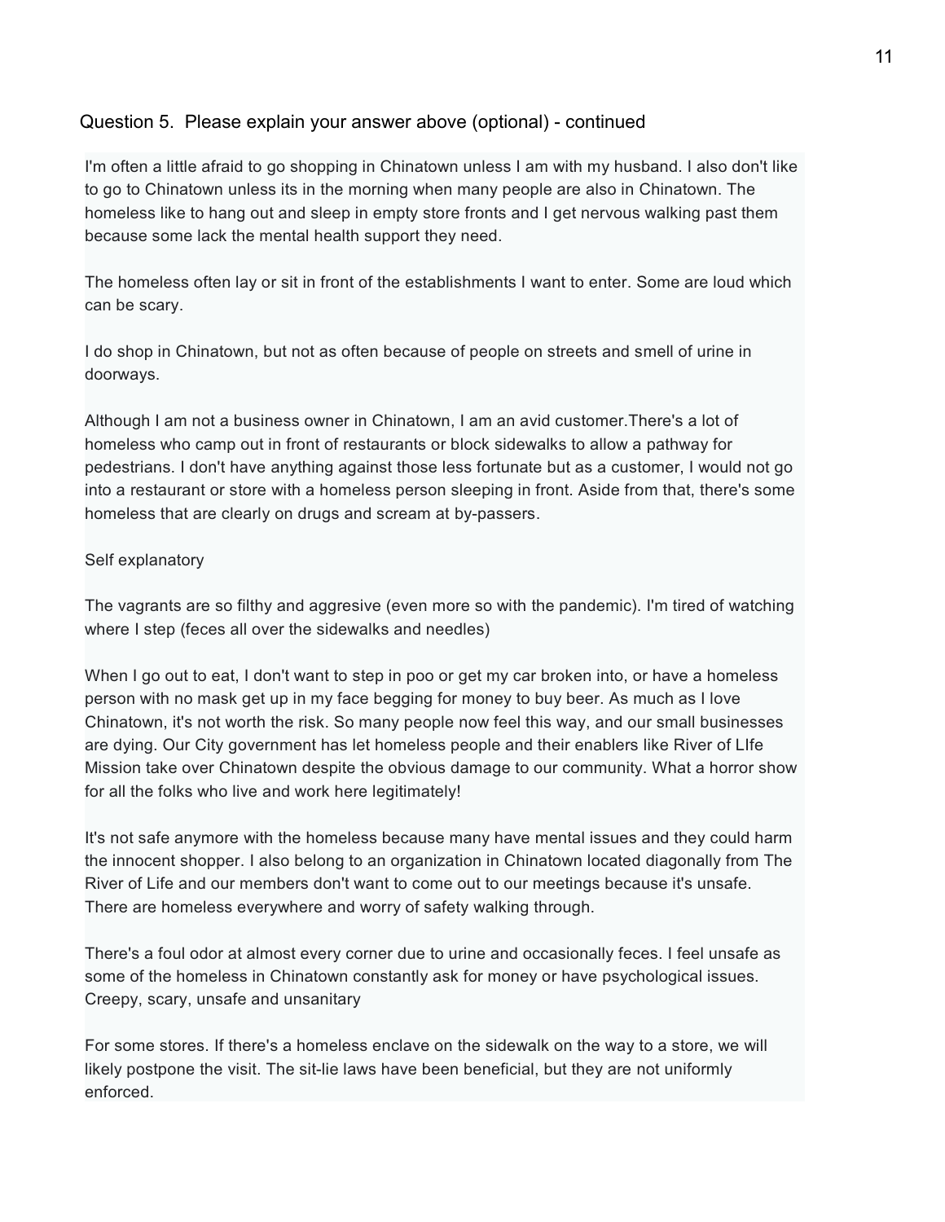## Question 5. Please explain your answer above (optional) - continued

I'm often a little afraid to go shopping in Chinatown unless I am with my husband. I also don't like to go to Chinatown unless its in the morning when many people are also in Chinatown. The homeless like to hang out and sleep in empty store fronts and I get nervous walking past them because some lack the mental health support they need.

The homeless often lay or sit in front of the establishments I want to enter. Some are loud which can be scary.

I do shop in Chinatown, but not as often because of people on streets and smell of urine in doorways.

Although I am not a business owner in Chinatown, I am an avid customer.There's a lot of homeless who camp out in front of restaurants or block sidewalks to allow a pathway for pedestrians. I don't have anything against those less fortunate but as a customer, I would not go into a restaurant or store with a homeless person sleeping in front. Aside from that, there's some homeless that are clearly on drugs and scream at by-passers.

Self explanatory

The vagrants are so filthy and aggresive (even more so with the pandemic). I'm tired of watching where I step (feces all over the sidewalks and needles)

When I go out to eat, I don't want to step in poo or get my car broken into, or have a homeless person with no mask get up in my face begging for money to buy beer. As much as I love Chinatown, it's not worth the risk. So many people now feel this way, and our small businesses are dying. Our City government has let homeless people and their enablers like River of LIfe Mission take over Chinatown despite the obvious damage to our community. What a horror show for all the folks who live and work here legitimately!

It's not safe anymore with the homeless because many have mental issues and they could harm the innocent shopper. I also belong to an organization in Chinatown located diagonally from The River of Life and our members don't want to come out to our meetings because it's unsafe. There are homeless everywhere and worry of safety walking through.

There's a foul odor at almost every corner due to urine and occasionally feces. I feel unsafe as some of the homeless in Chinatown constantly ask for money or have psychological issues. Creepy, scary, unsafe and unsanitary

For some stores. If there's a homeless enclave on the sidewalk on the way to a store, we will likely postpone the visit. The sit-lie laws have been beneficial, but they are not uniformly enforced.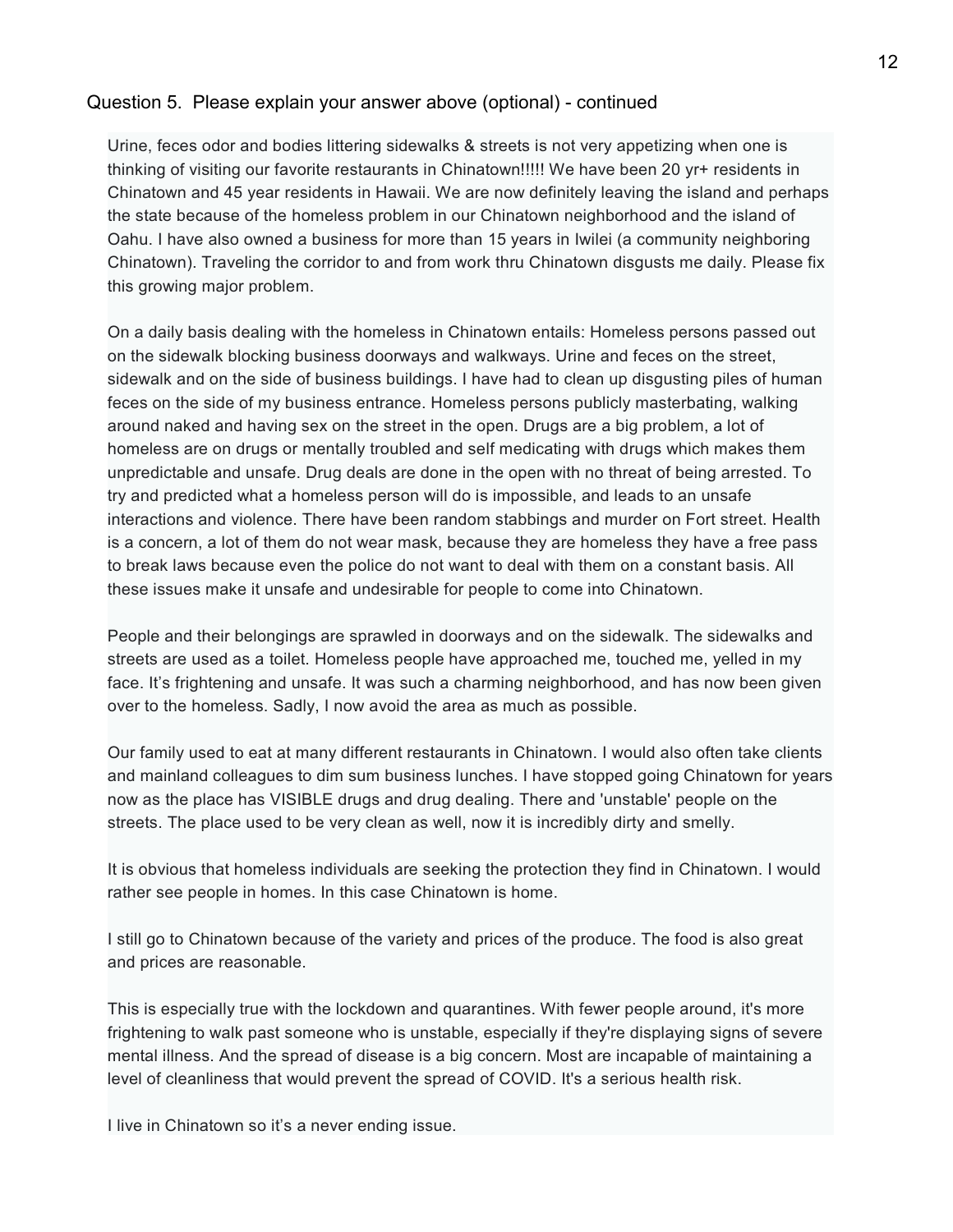Question 5. Please explain your answer above (optional) - continued

Urine, feces odor and bodies littering sidewalks & streets is not very appetizing when one is thinking of visiting our favorite restaurants in Chinatown!!!!! We have been 20 yr+ residents in Chinatown and 45 year residents in Hawaii. We are now definitely leaving the island and perhaps the state because of the homeless problem in our Chinatown neighborhood and the island of Oahu. I have also owned a business for more than 15 years in Iwilei (a community neighboring Chinatown). Traveling the corridor to and from work thru Chinatown disgusts me daily. Please fix this growing major problem.

On a daily basis dealing with the homeless in Chinatown entails: Homeless persons passed out on the sidewalk blocking business doorways and walkways. Urine and feces on the street, sidewalk and on the side of business buildings. I have had to clean up disgusting piles of human feces on the side of my business entrance. Homeless persons publicly masterbating, walking around naked and having sex on the street in the open. Drugs are a big problem, a lot of homeless are on drugs or mentally troubled and self medicating with drugs which makes them unpredictable and unsafe. Drug deals are done in the open with no threat of being arrested. To try and predicted what a homeless person will do is impossible, and leads to an unsafe interactions and violence. There have been random stabbings and murder on Fort street. Health is a concern, a lot of them do not wear mask, because they are homeless they have a free pass to break laws because even the police do not want to deal with them on a constant basis. All these issues make it unsafe and undesirable for people to come into Chinatown.

People and their belongings are sprawled in doorways and on the sidewalk. The sidewalks and streets are used as a toilet. Homeless people have approached me, touched me, yelled in my face. It's frightening and unsafe. It was such a charming neighborhood, and has now been given over to the homeless. Sadly, I now avoid the area as much as possible.

Our family used to eat at many different restaurants in Chinatown. I would also often take clients and mainland colleagues to dim sum business lunches. I have stopped going Chinatown for years now as the place has VISIBLE drugs and drug dealing. There and 'unstable' people on the streets. The place used to be very clean as well, now it is incredibly dirty and smelly.

It is obvious that homeless individuals are seeking the protection they find in Chinatown. I would rather see people in homes. In this case Chinatown is home.

I still go to Chinatown because of the variety and prices of the produce. The food is also great and prices are reasonable.

This is especially true with the lockdown and quarantines. With fewer people around, it's more frightening to walk past someone who is unstable, especially if they're displaying signs of severe mental illness. And the spread of disease is a big concern. Most are incapable of maintaining a level of cleanliness that would prevent the spread of COVID. It's a serious health risk.

I live in Chinatown so it's a never ending issue.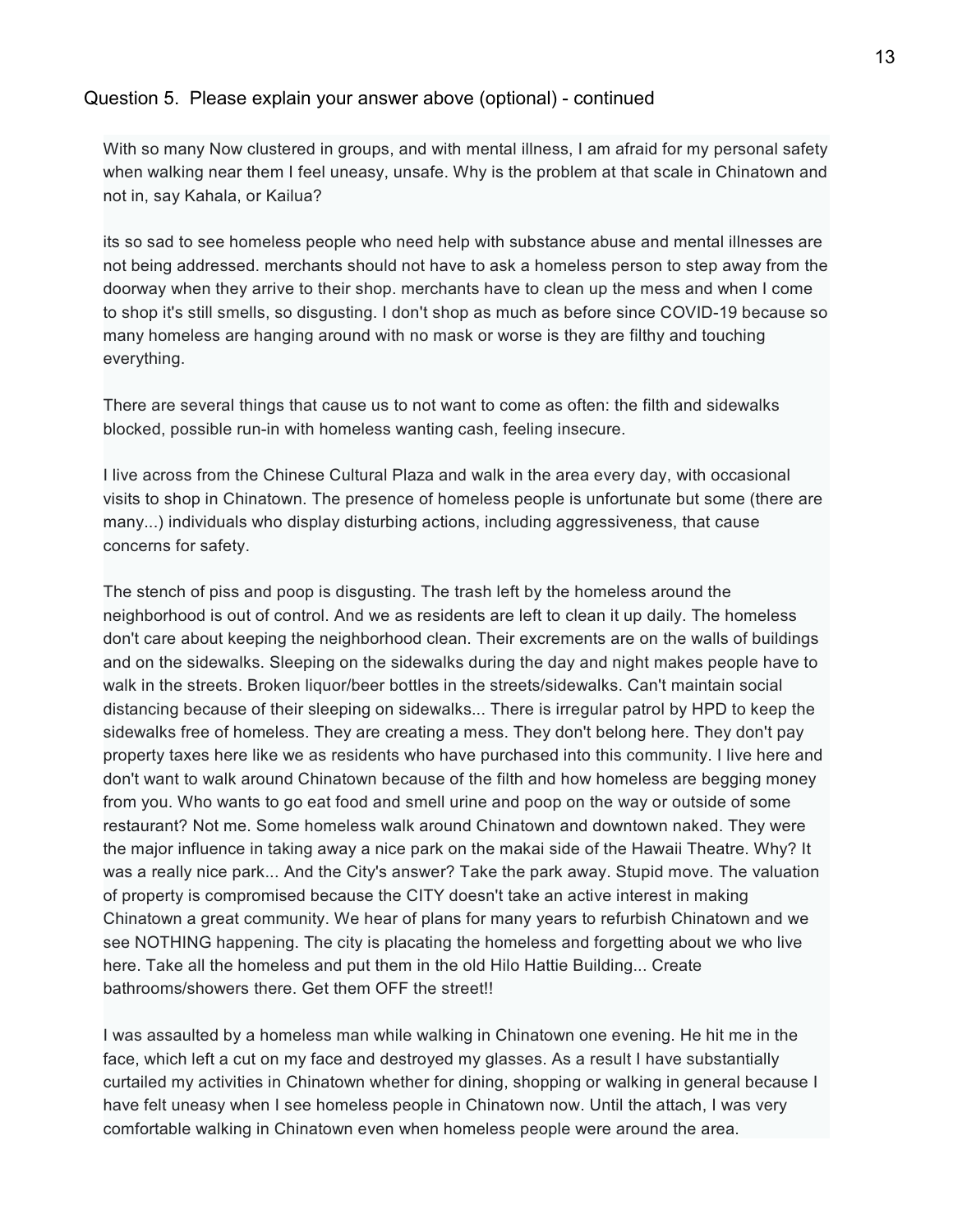Question 5. Please explain your answer above (optional) - continued

With so many Now clustered in groups, and with mental illness, I am afraid for my personal safety when walking near them I feel uneasy, unsafe. Why is the problem at that scale in Chinatown and not in, say Kahala, or Kailua?

its so sad to see homeless people who need help with substance abuse and mental illnesses are not being addressed. merchants should not have to ask a homeless person to step away from the doorway when they arrive to their shop. merchants have to clean up the mess and when I come to shop it's still smells, so disgusting. I don't shop as much as before since COVID-19 because so many homeless are hanging around with no mask or worse is they are filthy and touching everything.

There are several things that cause us to not want to come as often: the filth and sidewalks blocked, possible run-in with homeless wanting cash, feeling insecure.

I live across from the Chinese Cultural Plaza and walk in the area every day, with occasional visits to shop in Chinatown. The presence of homeless people is unfortunate but some (there are many...) individuals who display disturbing actions, including aggressiveness, that cause concerns for safety.

The stench of piss and poop is disgusting. The trash left by the homeless around the neighborhood is out of control. And we as residents are left to clean it up daily. The homeless don't care about keeping the neighborhood clean. Their excrements are on the walls of buildings and on the sidewalks. Sleeping on the sidewalks during the day and night makes people have to walk in the streets. Broken liquor/beer bottles in the streets/sidewalks. Can't maintain social distancing because of their sleeping on sidewalks... There is irregular patrol by HPD to keep the sidewalks free of homeless. They are creating a mess. They don't belong here. They don't pay property taxes here like we as residents who have purchased into this community. I live here and don't want to walk around Chinatown because of the filth and how homeless are begging money from you. Who wants to go eat food and smell urine and poop on the way or outside of some restaurant? Not me. Some homeless walk around Chinatown and downtown naked. They were the major influence in taking away a nice park on the makai side of the Hawaii Theatre. Why? It was a really nice park... And the City's answer? Take the park away. Stupid move. The valuation of property is compromised because the CITY doesn't take an active interest in making Chinatown a great community. We hear of plans for many years to refurbish Chinatown and we see NOTHING happening. The city is placating the homeless and forgetting about we who live here. Take all the homeless and put them in the old Hilo Hattie Building... Create bathrooms/showers there. Get them OFF the street!!

I was assaulted by a homeless man while walking in Chinatown one evening. He hit me in the face, which left a cut on my face and destroyed my glasses. As a result I have substantially curtailed my activities in Chinatown whether for dining, shopping or walking in general because I have felt uneasy when I see homeless people in Chinatown now. Until the attach, I was very comfortable walking in Chinatown even when homeless people were around the area.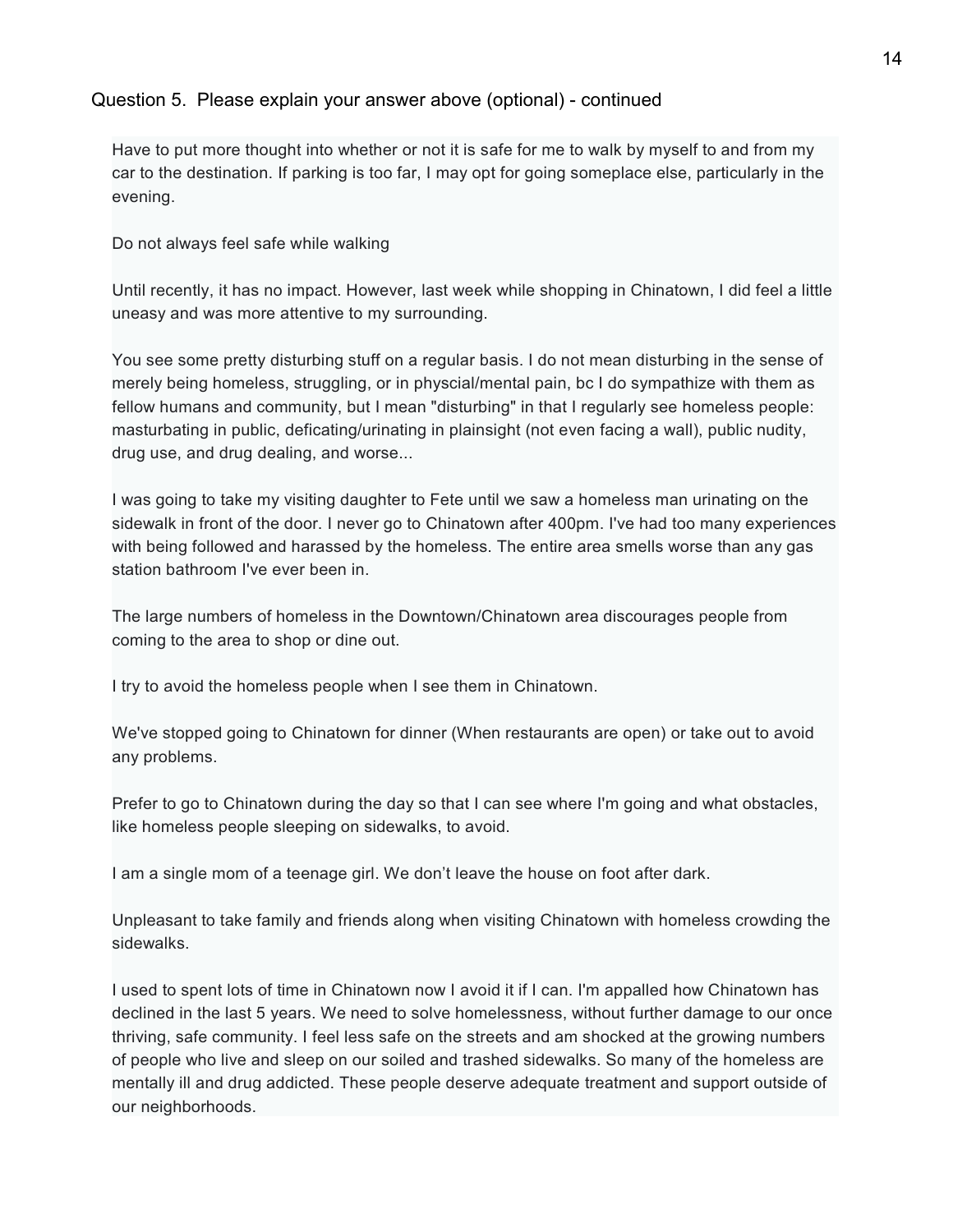Question 5. Please explain your answer above (optional) - continued

Have to put more thought into whether or not it is safe for me to walk by myself to and from my car to the destination. If parking is too far, I may opt for going someplace else, particularly in the evening.

Do not always feel safe while walking

Until recently, it has no impact. However, last week while shopping in Chinatown, I did feel a little uneasy and was more attentive to my surrounding.

You see some pretty disturbing stuff on a regular basis. I do not mean disturbing in the sense of merely being homeless, struggling, or in physcial/mental pain, bc I do sympathize with them as fellow humans and community, but I mean "disturbing" in that I regularly see homeless people: masturbating in public, deficating/urinating in plainsight (not even facing a wall), public nudity, drug use, and drug dealing, and worse...

I was going to take my visiting daughter to Fete until we saw a homeless man urinating on the sidewalk in front of the door. I never go to Chinatown after 400pm. I've had too many experiences with being followed and harassed by the homeless. The entire area smells worse than any gas station bathroom I've ever been in.

The large numbers of homeless in the Downtown/Chinatown area discourages people from coming to the area to shop or dine out.

I try to avoid the homeless people when I see them in Chinatown.

We've stopped going to Chinatown for dinner (When restaurants are open) or take out to avoid any problems.

Prefer to go to Chinatown during the day so that I can see where I'm going and what obstacles, like homeless people sleeping on sidewalks, to avoid.

I am a single mom of a teenage girl. We don't leave the house on foot after dark.

Unpleasant to take family and friends along when visiting Chinatown with homeless crowding the sidewalks.

I used to spent lots of time in Chinatown now I avoid it if I can. I'm appalled how Chinatown has declined in the last 5 years. We need to solve homelessness, without further damage to our once thriving, safe community. I feel less safe on the streets and am shocked at the growing numbers of people who live and sleep on our soiled and trashed sidewalks. So many of the homeless are mentally ill and drug addicted. These people deserve adequate treatment and support outside of our neighborhoods.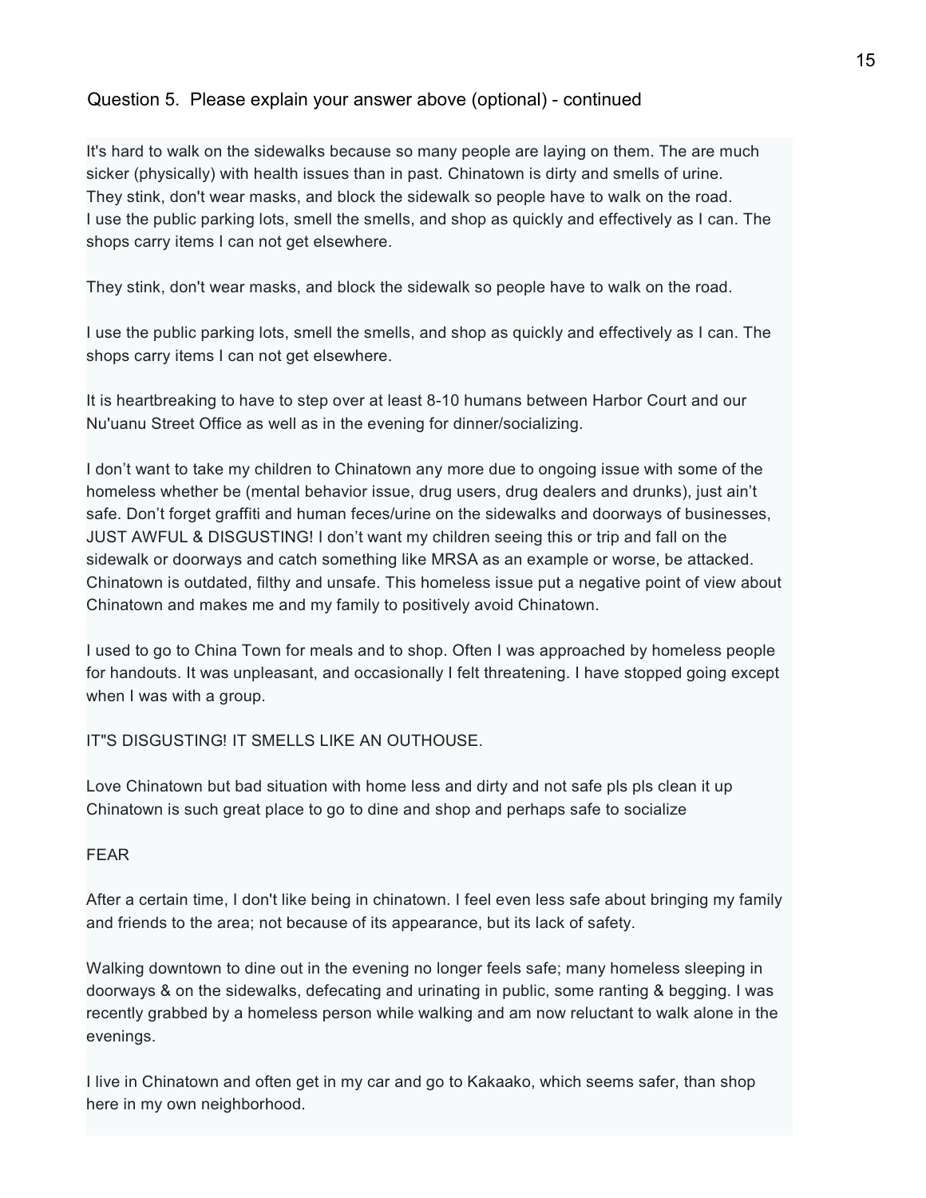Question 5. Please explain your answer above (optional) - continued

It's hard to walk on the sidewalks because so many people are laying on them. The are much sicker (physically) with health issues than in past. Chinatown is dirty and smells of urine.
They stink, don't wear masks, and block the sidewalk so people have to walk on the road.
I use the public parking lots, smell the smells, and shop as quickly and effectively as I can. The shops carry items I can not get elsewhere.

They stink, don't wear masks, and block the sidewalk so people have to walk on the road.

I use the public parking lots, smell the smells, and shop as quickly and effectively as I can. The shops carry items I can not get elsewhere.

It is heartbreaking to have to step over at least 8-10 humans between Harbor Court and our Nu'uanu Street Office as well as in the evening for dinner/socializing.

I don’t want to take my children to Chinatown any more due to ongoing issue with some of the homeless whether be (mental behavior issue, drug users, drug dealers and drunks), just ain’t safe. Don’t forget graffiti and human feces/urine on the sidewalks and doorways of businesses, JUST AWFUL & DISGUSTING! I don’t want my children seeing this or trip and fall on the sidewalk or doorways and catch something like MRSA as an example or worse, be attacked. Chinatown is outdated, filthy and unsafe. This homeless issue put a negative point of view about Chinatown and makes me and my family to positively avoid Chinatown.

I used to go to China Town for meals and to shop. Often I was approached by homeless people for handouts. It was unpleasant, and occasionally I felt threatening. I have stopped going except when I was with a group.

IT"S DISGUSTING! IT SMELLS LIKE AN OUTHOUSE.

Love Chinatown but bad situation with home less and dirty and not safe pls pls clean it up Chinatown is such great place to go to dine and shop and perhaps safe to socialize

FEAR

After a certain time, I don't like being in chinatown. I feel even less safe about bringing my family and friends to the area; not because of its appearance, but its lack of safety.

Walking downtown to dine out in the evening no longer feels safe; many homeless sleeping in doorways & on the sidewalks, defecating and urinating in public, some ranting & begging. I was recently grabbed by a homeless person while walking and am now reluctant to walk alone in the evenings.

I live in Chinatown and often get in my car and go to Kakaako, which seems safer, than shop here in my own neighborhood.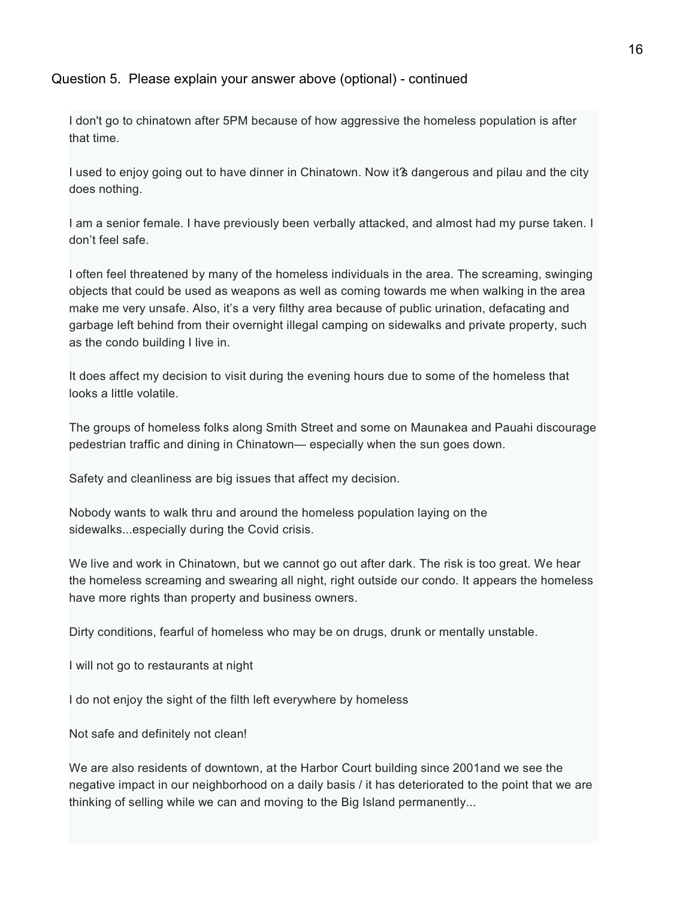Question 5. Please explain your answer above (optional) - continued

I don't go to chinatown after 5PM because of how aggressive the homeless population is after that time.

I used to enjoy going out to have dinner in Chinatown. Now it?s dangerous and pilau and the city does nothing.

I am a senior female. I have previously been verbally attacked, and almost had my purse taken. I don’t feel safe.

I often feel threatened by many of the homeless individuals in the area. The screaming, swinging objects that could be used as weapons as well as coming towards me when walking in the area make me very unsafe. Also, it’s a very filthy area because of public urination, defacating and garbage left behind from their overnight illegal camping on sidewalks and private property, such as the condo building I live in.

It does affect my decision to visit during the evening hours due to some of the homeless that looks a little volatile.

The groups of homeless folks along Smith Street and some on Maunakea and Pauahi discourage pedestrian traffic and dining in Chinatown— especially when the sun goes down.

Safety and cleanliness are big issues that affect my decision.

Nobody wants to walk thru and around the homeless population laying on the sidewalks...especially during the Covid crisis.

We live and work in Chinatown, but we cannot go out after dark. The risk is too great. We hear the homeless screaming and swearing all night, right outside our condo. It appears the homeless have more rights than property and business owners.

Dirty conditions, fearful of homeless who may be on drugs, drunk or mentally unstable.

I will not go to restaurants at night

I do not enjoy the sight of the filth left everywhere by homeless

Not safe and definitely not clean!

We are also residents of downtown, at the Harbor Court building since 2001and we see the negative impact in our neighborhood on a daily basis / it has deteriorated to the point that we are thinking of selling while we can and moving to the Big Island permanently...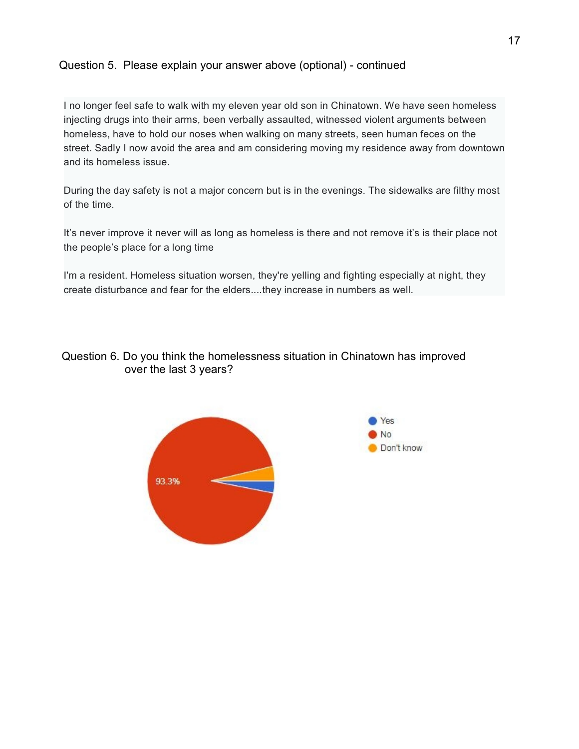Question 5. Please explain your answer above (optional) - continued

I no longer feel safe to walk with my eleven year old son in Chinatown. We have seen homeless injecting drugs into their arms, been verbally assaulted, witnessed violent arguments between homeless, have to hold our noses when walking on many streets, seen human feces on the street. Sadly I now avoid the area and am considering moving my residence away from downtown and its homeless issue.

During the day safety is not a major concern but is in the evenings. The sidewalks are filthy most of the time.

It's never improve it never will as long as homeless is there and not remove it's is their place not the people's place for a long time

I'm a resident. Homeless situation worsen, they're yelling and fighting especially at night, they create disturbance and fear for the elders....they increase in numbers as well.

Question 6. Do you think the homelessness situation in Chinatown has improved over the last 3 years?

93.3%

Yes
No
Don't know